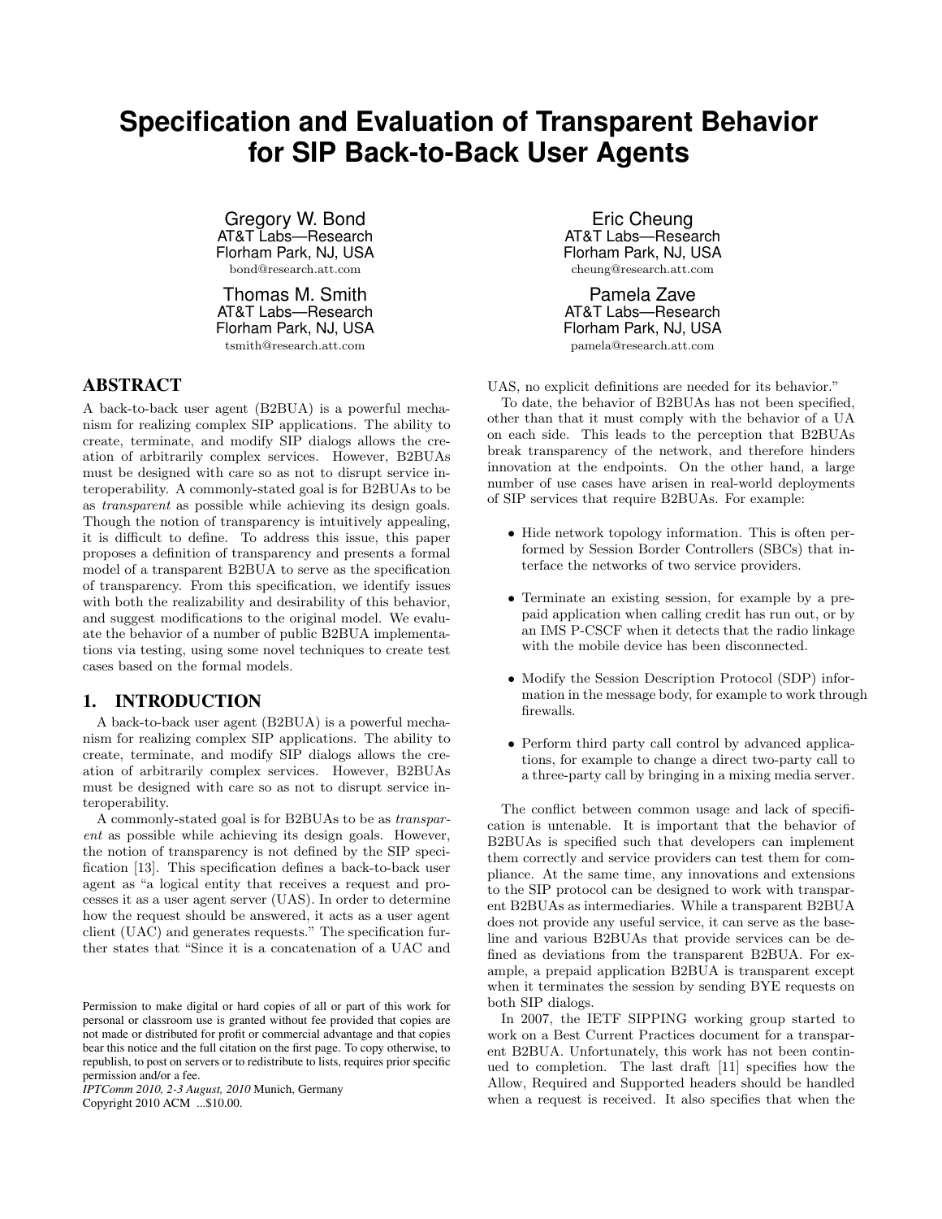# Specification and Evaluation of Transparent Behavior for SIP Back-to-Back User Agents

Gregory W. Bond
AT&T Labs—Research
Florham Park, NJ, USA
bond@research.att.com

Eric Cheung
AT&T Labs—Research
Florham Park, NJ, USA
cheung@research.att.com

Thomas M. Smith
AT&T Labs—Research
Florham Park, NJ, USA
tsmith@research.att.com

Pamela Zave
AT&T Labs—Research
Florham Park, NJ, USA
pamela@research.att.com

## ABSTRACT

A back-to-back user agent (B2BUA) is a powerful mechanism for realizing complex SIP applications. The ability to create, terminate, and modify SIP dialogs allows the creation of arbitrarily complex services. However, B2BUAs must be designed with care so as not to disrupt service interoperability. A commonly-stated goal is for B2BUAs to be as *transparent* as possible while achieving its design goals. Though the notion of transparency is intuitively appealing, it is difficult to define. To address this issue, this paper proposes a definition of transparency and presents a formal model of a transparent B2BUA to serve as the specification of transparency. From this specification, we identify issues with both the realizability and desirability of this behavior, and suggest modifications to the original model. We evaluate the behavior of a number of public B2BUA implementations via testing, using some novel techniques to create test cases based on the formal models.

## 1. INTRODUCTION

A back-to-back user agent (B2BUA) is a powerful mechanism for realizing complex SIP applications. The ability to create, terminate, and modify SIP dialogs allows the creation of arbitrarily complex services. However, B2BUAs must be designed with care so as not to disrupt service interoperability.

A commonly-stated goal is for B2BUAs to be as *transparent* as possible while achieving its design goals. However, the notion of transparency is not defined by the SIP specification [13]. This specification defines a back-to-back user agent as "a logical entity that receives a request and processes it as a user agent server (UAS). In order to determine how the request should be answered, it acts as a user agent client (UAC) and generates requests." The specification further states that "Since it is a concatenation of a UAC and UAS, no explicit definitions are needed for its behavior."

To date, the behavior of B2BUAs has not been specified, other than that it must comply with the behavior of a UA on each side. This leads to the perception that B2BUAs break transparency of the network, and therefore hinders innovation at the endpoints. On the other hand, a large number of use cases have arisen in real-world deployments of SIP services that require B2BUAs. For example:

- Hide network topology information. This is often performed by Session Border Controllers (SBCs) that interface the networks of two service providers.
- Terminate an existing session, for example by a prepaid application when calling credit has run out, or by an IMS P-CSCF when it detects that the radio linkage with the mobile device has been disconnected.
- Modify the Session Description Protocol (SDP) information in the message body, for example to work through firewalls.
- Perform third party call control by advanced applications, for example to change a direct two-party call to a three-party call by bringing in a mixing media server.

The conflict between common usage and lack of specification is untenable. It is important that the behavior of B2BUAs is specified such that developers can implement them correctly and service providers can test them for compliance. At the same time, any innovations and extensions to the SIP protocol can be designed to work with transparent B2BUAs as intermediaries. While a transparent B2BUA does not provide any useful service, it can serve as the baseline and various B2BUAs that provide services can be defined as deviations from the transparent B2BUA. For example, a prepaid application B2BUA is transparent except when it terminates the session by sending BYE requests on both SIP dialogs.

In 2007, the IETF SIPPING working group started to work on a Best Current Practices document for a transparent B2BUA. Unfortunately, this work has not been continued to completion. The last draft [11] specifies how the Allow, Required and Supported headers should be handled when a request is received. It also specifies that when the

Permission to make digital or hard copies of all or part of this work for personal or classroom use is granted without fee provided that copies are not made or distributed for profit or commercial advantage and that copies bear this notice and the full citation on the first page. To copy otherwise, to republish, to post on servers or to redistribute to lists, requires prior specific permission and/or a fee.
*IPTComm 2010, 2-3 August, 2010* Munich, Germany
Copyright 2010 ACM ...$10.00.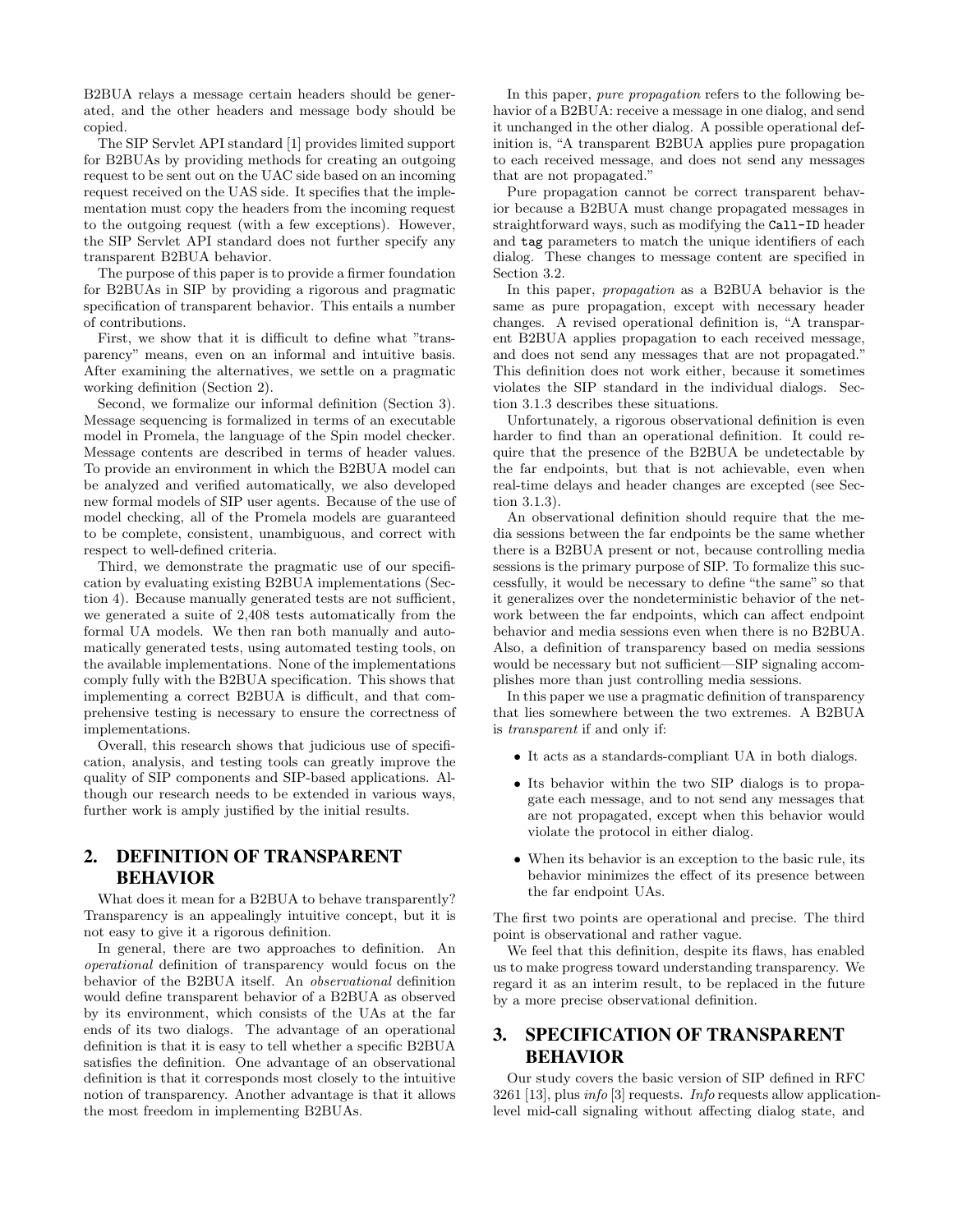B2BUA relays a message certain headers should be generated, and the other headers and message body should be copied.

The SIP Servlet API standard [1] provides limited support for B2BUAs by providing methods for creating an outgoing request to be sent out on the UAC side based on an incoming request received on the UAS side. It specifies that the implementation must copy the headers from the incoming request to the outgoing request (with a few exceptions). However, the SIP Servlet API standard does not further specify any transparent B2BUA behavior.

The purpose of this paper is to provide a firmer foundation for B2BUAs in SIP by providing a rigorous and pragmatic specification of transparent behavior. This entails a number of contributions.

First, we show that it is difficult to define what "transparency" means, even on an informal and intuitive basis. After examining the alternatives, we settle on a pragmatic working definition (Section 2).

Second, we formalize our informal definition (Section 3). Message sequencing is formalized in terms of an executable model in Promela, the language of the Spin model checker. Message contents are described in terms of header values. To provide an environment in which the B2BUA model can be analyzed and verified automatically, we also developed new formal models of SIP user agents. Because of the use of model checking, all of the Promela models are guaranteed to be complete, consistent, unambiguous, and correct with respect to well-defined criteria.

Third, we demonstrate the pragmatic use of our specification by evaluating existing B2BUA implementations (Section 4). Because manually generated tests are not sufficient, we generated a suite of 2,408 tests automatically from the formal UA models. We then ran both manually and automatically generated tests, using automated testing tools, on the available implementations. None of the implementations comply fully with the B2BUA specification. This shows that implementing a correct B2BUA is difficult, and that comprehensive testing is necessary to ensure the correctness of implementations.

Overall, this research shows that judicious use of specification, analysis, and testing tools can greatly improve the quality of SIP components and SIP-based applications. Although our research needs to be extended in various ways, further work is amply justified by the initial results.

## 2. DEFINITION OF TRANSPARENT BEHAVIOR

What does it mean for a B2BUA to behave transparently? Transparency is an appealingly intuitive concept, but it is not easy to give it a rigorous definition.

In general, there are two approaches to definition. An *operational* definition of transparency would focus on the behavior of the B2BUA itself. An *observational* definition would define transparent behavior of a B2BUA as observed by its environment, which consists of the UAs at the far ends of its two dialogs. The advantage of an operational definition is that it is easy to tell whether a specific B2BUA satisfies the definition. One advantage of an observational definition is that it corresponds most closely to the intuitive notion of transparency. Another advantage is that it allows the most freedom in implementing B2BUAs.

In this paper, *pure propagation* refers to the following behavior of a B2BUA: receive a message in one dialog, and send it unchanged in the other dialog. A possible operational definition is, "A transparent B2BUA applies pure propagation to each received message, and does not send any messages that are not propagated."

Pure propagation cannot be correct transparent behavior because a B2BUA must change propagated messages in straightforward ways, such as modifying the `Call-ID` header and `tag` parameters to match the unique identifiers of each dialog. These changes to message content are specified in Section 3.2.

In this paper, *propagation* as a B2BUA behavior is the same as pure propagation, except with necessary header changes. A revised operational definition is, "A transparent B2BUA applies propagation to each received message, and does not send any messages that are not propagated." This definition does not work either, because it sometimes violates the SIP standard in the individual dialogs. Section 3.1.3 describes these situations.

Unfortunately, a rigorous observational definition is even harder to find than an operational definition. It could require that the presence of the B2BUA be undetectable by the far endpoints, but that is not achievable, even when real-time delays and header changes are excepted (see Section 3.1.3).

An observational definition should require that the media sessions between the far endpoints be the same whether there is a B2BUA present or not, because controlling media sessions is the primary purpose of SIP. To formalize this successfully, it would be necessary to define "the same" so that it generalizes over the nondeterministic behavior of the network between the far endpoints, which can affect endpoint behavior and media sessions even when there is no B2BUA. Also, a definition of transparency based on media sessions would be necessary but not sufficient—SIP signaling accomplishes more than just controlling media sessions.

In this paper we use a pragmatic definition of transparency that lies somewhere between the two extremes. A B2BUA is *transparent* if and only if:

- It acts as a standards-compliant UA in both dialogs.
- Its behavior within the two SIP dialogs is to propagate each message, and to not send any messages that are not propagated, except when this behavior would violate the protocol in either dialog.
- When its behavior is an exception to the basic rule, its behavior minimizes the effect of its presence between the far endpoint UAs.

The first two points are operational and precise. The third point is observational and rather vague.

We feel that this definition, despite its flaws, has enabled us to make progress toward understanding transparency. We regard it as an interim result, to be replaced in the future by a more precise observational definition.

## 3. SPECIFICATION OF TRANSPARENT BEHAVIOR

Our study covers the basic version of SIP defined in RFC 3261 [13], plus *info* [3] requests. *Info* requests allow application-level mid-call signaling without affecting dialog state, and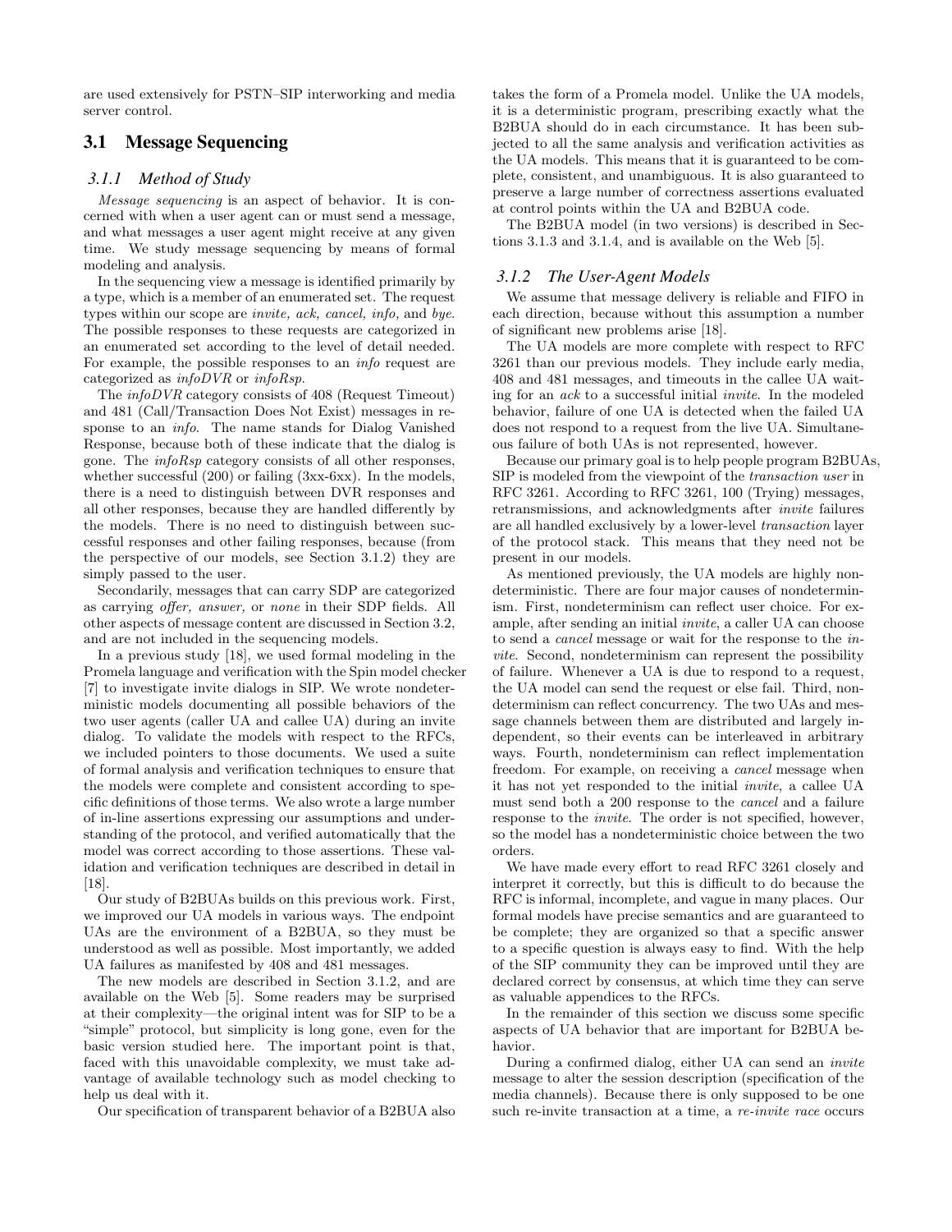are used extensively for PSTN–SIP interworking and media server control.

## 3.1 Message Sequencing

### 3.1.1 Method of Study

*Message sequencing* is an aspect of behavior. It is concerned with when a user agent can or must send a message, and what messages a user agent might receive at any given time. We study message sequencing by means of formal modeling and analysis.

In the sequencing view a message is identified primarily by a type, which is a member of an enumerated set. The request types within our scope are *invite, ack, cancel, info,* and *bye*. The possible responses to these requests are categorized in an enumerated set according to the level of detail needed. For example, the possible responses to an *info* request are categorized as *infoDVR* or *infoRsp*.

The *infoDVR* category consists of 408 (Request Timeout) and 481 (Call/Transaction Does Not Exist) messages in response to an *info*. The name stands for Dialog Vanished Response, because both of these indicate that the dialog is gone. The *infoRsp* category consists of all other responses, whether successful (200) or failing (3xx-6xx). In the models, there is a need to distinguish between DVR responses and all other responses, because they are handled differently by the models. There is no need to distinguish between successful responses and other failing responses, because (from the perspective of our models, see Section 3.1.2) they are simply passed to the user.

Secondarily, messages that can carry SDP are categorized as carrying *offer, answer,* or *none* in their SDP fields. All other aspects of message content are discussed in Section 3.2, and are not included in the sequencing models.

In a previous study [18], we used formal modeling in the Promela language and verification with the Spin model checker [7] to investigate invite dialogs in SIP. We wrote nondeterministic models documenting all possible behaviors of the two user agents (caller UA and callee UA) during an invite dialog. To validate the models with respect to the RFCs, we included pointers to those documents. We used a suite of formal analysis and verification techniques to ensure that the models were complete and consistent according to specific definitions of those terms. We also wrote a large number of in-line assertions expressing our assumptions and understanding of the protocol, and verified automatically that the model was correct according to those assertions. These validation and verification techniques are described in detail in [18].

Our study of B2BUAs builds on this previous work. First, we improved our UA models in various ways. The endpoint UAs are the environment of a B2BUA, so they must be understood as well as possible. Most importantly, we added UA failures as manifested by 408 and 481 messages.

The new models are described in Section 3.1.2, and are available on the Web [5]. Some readers may be surprised at their complexity—the original intent was for SIP to be a "simple" protocol, but simplicity is long gone, even for the basic version studied here. The important point is that, faced with this unavoidable complexity, we must take advantage of available technology such as model checking to help us deal with it.

Our specification of transparent behavior of a B2BUA also takes the form of a Promela model. Unlike the UA models, it is a deterministic program, prescribing exactly what the B2BUA should do in each circumstance. It has been subjected to all the same analysis and verification activities as the UA models. This means that it is guaranteed to be complete, consistent, and unambiguous. It is also guaranteed to preserve a large number of correctness assertions evaluated at control points within the UA and B2BUA code.

The B2BUA model (in two versions) is described in Sections 3.1.3 and 3.1.4, and is available on the Web [5].

### 3.1.2 The User-Agent Models

We assume that message delivery is reliable and FIFO in each direction, because without this assumption a number of significant new problems arise [18].

The UA models are more complete with respect to RFC 3261 than our previous models. They include early media, 408 and 481 messages, and timeouts in the callee UA waiting for an *ack* to a successful initial *invite*. In the modeled behavior, failure of one UA is detected when the failed UA does not respond to a request from the live UA. Simultaneous failure of both UAs is not represented, however.

Because our primary goal is to help people program B2BUAs, SIP is modeled from the viewpoint of the *transaction user* in RFC 3261. According to RFC 3261, 100 (Trying) messages, retransmissions, and acknowledgments after *invite* failures are all handled exclusively by a lower-level *transaction* layer of the protocol stack. This means that they need not be present in our models.

As mentioned previously, the UA models are highly nondeterministic. There are four major causes of nondeterminism. First, nondeterminism can reflect user choice. For example, after sending an initial *invite*, a caller UA can choose to send a *cancel* message or wait for the response to the *invite*. Second, nondeterminism can represent the possibility of failure. Whenever a UA is due to respond to a request, the UA model can send the request or else fail. Third, nondeterminism can reflect concurrency. The two UAs and message channels between them are distributed and largely independent, so their events can be interleaved in arbitrary ways. Fourth, nondeterminism can reflect implementation freedom. For example, on receiving a *cancel* message when it has not yet responded to the initial *invite*, a callee UA must send both a 200 response to the *cancel* and a failure response to the *invite*. The order is not specified, however, so the model has a nondeterministic choice between the two orders.

We have made every effort to read RFC 3261 closely and interpret it correctly, but this is difficult to do because the RFC is informal, incomplete, and vague in many places. Our formal models have precise semantics and are guaranteed to be complete; they are organized so that a specific answer to a specific question is always easy to find. With the help of the SIP community they can be improved until they are declared correct by consensus, at which time they can serve as valuable appendices to the RFCs.

In the remainder of this section we discuss some specific aspects of UA behavior that are important for B2BUA behavior.

During a confirmed dialog, either UA can send an *invite* message to alter the session description (specification of the media channels). Because there is only supposed to be one such re-invite transaction at a time, a *re-invite race* occurs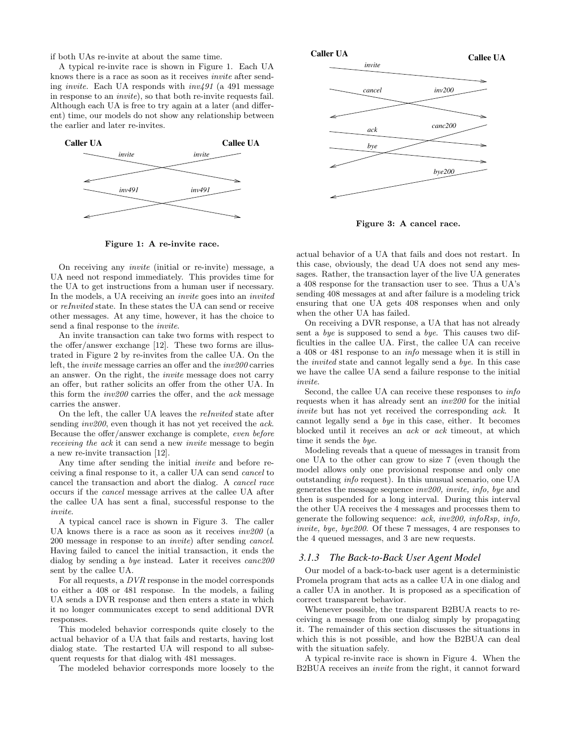if both UAs re-invite at about the same time.

A typical re-invite race is shown in Figure 1. Each UA knows there is a race as soon as it receives *invite* after sending *invite*. Each UA responds with *inv491* (a 491 message in response to an *invite*), so that both re-invite requests fail. Although each UA is free to try again at a later (and different) time, our models do not show any relationship between the earlier and later re-invites.

**Figure 1: A re-invite race.**

On receiving any *invite* (initial or re-invite) message, a UA need not respond immediately. This provides time for the UA to get instructions from a human user if necessary. In the models, a UA receiving an *invite* goes into an *invited* or *reInvited* state. In these states the UA can send or receive other messages. At any time, however, it has the choice to send a final response to the *invite*.

An invite transaction can take two forms with respect to the offer/answer exchange [12]. These two forms are illustrated in Figure 2 by re-invites from the callee UA. On the left, the *invite* message carries an offer and the *inv200* carries an answer. On the right, the *invite* message does not carry an offer, but rather solicits an offer from the other UA. In this form the *inv200* carries the offer, and the *ack* message carries the answer.

On the left, the caller UA leaves the *reInvited* state after sending *inv200*, even though it has not yet received the *ack*. Because the offer/answer exchange is complete, *even before receiving the ack* it can send a new *invite* message to begin a new re-invite transaction [12].

Any time after sending the initial *invite* and before receiving a final response to it, a caller UA can send *cancel* to cancel the transaction and abort the dialog. A *cancel race* occurs if the *cancel* message arrives at the callee UA after the callee UA has sent a final, successful response to the *invite*.

A typical cancel race is shown in Figure 3. The caller UA knows there is a race as soon as it receives *inv200* (a 200 message in response to an *invite*) after sending *cancel*. Having failed to cancel the initial transaction, it ends the dialog by sending a *bye* instead. Later it receives *canc200* sent by the callee UA.

For all requests, a *DVR* response in the model corresponds to either a 408 or 481 response. In the models, a failing UA sends a DVR response and then enters a state in which it no longer communicates except to send additional DVR responses.

This modeled behavior corresponds quite closely to the actual behavior of a UA that fails and restarts, having lost dialog state. The restarted UA will respond to all subsequent requests for that dialog with 481 messages.

The modeled behavior corresponds more loosely to the actual behavior of a UA that fails and does not restart. In this case, obviously, the dead UA does not send any messages. Rather, the transaction layer of the live UA generates a 408 response for the transaction user to see. Thus a UA's sending 408 messages at and after failure is a modeling trick ensuring that one UA gets 408 responses when and only when the other UA has failed.

**Figure 3: A cancel race.**

On receiving a DVR response, a UA that has not already sent a *bye* is supposed to send a *bye*. This causes two difficulties in the callee UA. First, the callee UA can receive a 408 or 481 response to an *info* message when it is still in the *invited* state and cannot legally send a *bye*. In this case we have the callee UA send a failure response to the initial *invite*.

Second, the callee UA can receive these responses to *info* requests when it has already sent an *inv200* for the initial *invite* but has not yet received the corresponding *ack*. It cannot legally send a *bye* in this case, either. It becomes blocked until it receives an *ack* or *ack* timeout, at which time it sends the *bye*.

Modeling reveals that a queue of messages in transit from one UA to the other can grow to size 7 (even though the model allows only one provisional response and only one outstanding *info* request). In this unusual scenario, one UA generates the message sequence *inv200, invite, info, bye* and then is suspended for a long interval. During this interval the other UA receives the 4 messages and processes them to generate the following sequence: *ack, inv200, infoRsp, info, invite, bye, bye200*. Of these 7 messages, 4 are responses to the 4 queued messages, and 3 are new requests.

### 3.1.3 The Back-to-Back User Agent Model

Our model of a back-to-back user agent is a deterministic Promela program that acts as a callee UA in one dialog and a caller UA in another. It is proposed as a specification of correct transparent behavior.

Whenever possible, the transparent B2BUA reacts to receiving a message from one dialog simply by propagating it. The remainder of this section discusses the situations in which this is not possible, and how the B2BUA can deal with the situation safely.

A typical re-invite race is shown in Figure 4. When the B2BUA receives an *invite* from the right, it cannot forward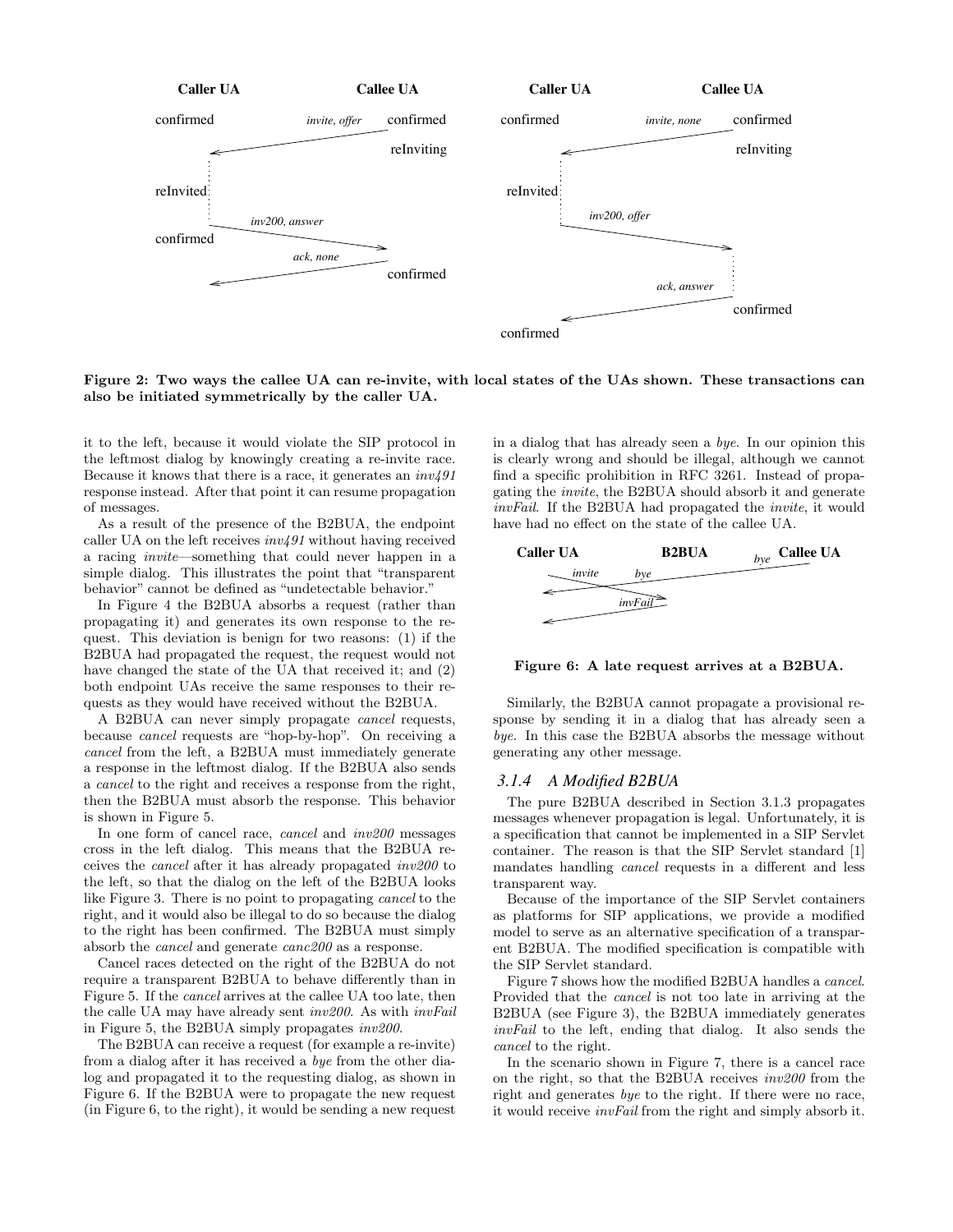**Figure 2: Two ways the callee UA can re-invite, with local states of the UAs shown. These transactions can also be initiated symmetrically by the caller UA.**

it to the left, because it would violate the SIP protocol in the leftmost dialog by knowingly creating a re-invite race. Because it knows that there is a race, it generates an *inv491* response instead. After that point it can resume propagation of messages.

As a result of the presence of the B2BUA, the endpoint caller UA on the left receives *inv491* without having received a racing *invite*—something that could never happen in a simple dialog. This illustrates the point that "transparent behavior" cannot be defined as "undetectable behavior."

In Figure 4 the B2BUA absorbs a request (rather than propagating it) and generates its own response to the request. This deviation is benign for two reasons: (1) if the B2BUA had propagated the request, the request would not have changed the state of the UA that received it; and (2) both endpoint UAs receive the same responses to their requests as they would have received without the B2BUA.

A B2BUA can never simply propagate *cancel* requests, because *cancel* requests are "hop-by-hop". On receiving a *cancel* from the left, a B2BUA must immediately generate a response in the leftmost dialog. If the B2BUA also sends a *cancel* to the right and receives a response from the right, then the B2BUA must absorb the response. This behavior is shown in Figure 5.

In one form of cancel race, *cancel* and *inv200* messages cross in the left dialog. This means that the B2BUA receives the *cancel* after it has already propagated *inv200* to the left, so that the dialog on the left of the B2BUA looks like Figure 3. There is no point to propagating *cancel* to the right, and it would also be illegal to do so because the dialog to the right has been confirmed. The B2BUA must simply absorb the *cancel* and generate *canc200* as a response.

Cancel races detected on the right of the B2BUA do not require a transparent B2BUA to behave differently than in Figure 5. If the *cancel* arrives at the callee UA too late, then the calle UA may have already sent *inv200*. As with *invFail* in Figure 5, the B2BUA simply propagates *inv200*.

The B2BUA can receive a request (for example a re-invite) from a dialog after it has received a *bye* from the other dialog and propagated it to the requesting dialog, as shown in Figure 6. If the B2BUA were to propagate the new request (in Figure 6, to the right), it would be sending a new request in a dialog that has already seen a *bye*. In our opinion this is clearly wrong and should be illegal, although we cannot find a specific prohibition in RFC 3261. Instead of propagating the *invite*, the B2BUA should absorb it and generate *invFail*. If the B2BUA had propagated the *invite*, it would have had no effect on the state of the callee UA.

**Figure 6: A late request arrives at a B2BUA.**

Similarly, the B2BUA cannot propagate a provisional response by sending it in a dialog that has already seen a *bye*. In this case the B2BUA absorbs the message without generating any other message.

### 3.1.4 A Modified B2BUA

The pure B2BUA described in Section 3.1.3 propagates messages whenever propagation is legal. Unfortunately, it is a specification that cannot be implemented in a SIP Servlet container. The reason is that the SIP Servlet standard [1] mandates handling *cancel* requests in a different and less transparent way.

Because of the importance of the SIP Servlet containers as platforms for SIP applications, we provide a modified model to serve as an alternative specification of a transparent B2BUA. The modified specification is compatible with the SIP Servlet standard.

Figure 7 shows how the modified B2BUA handles a *cancel*. Provided that the *cancel* is not too late in arriving at the B2BUA (see Figure 3), the B2BUA immediately generates *invFail* to the left, ending that dialog. It also sends the *cancel* to the right.

In the scenario shown in Figure 7, there is a cancel race on the right, so that the B2BUA receives *inv200* from the right and generates *bye* to the right. If there were no race, it would receive *invFail* from the right and simply absorb it.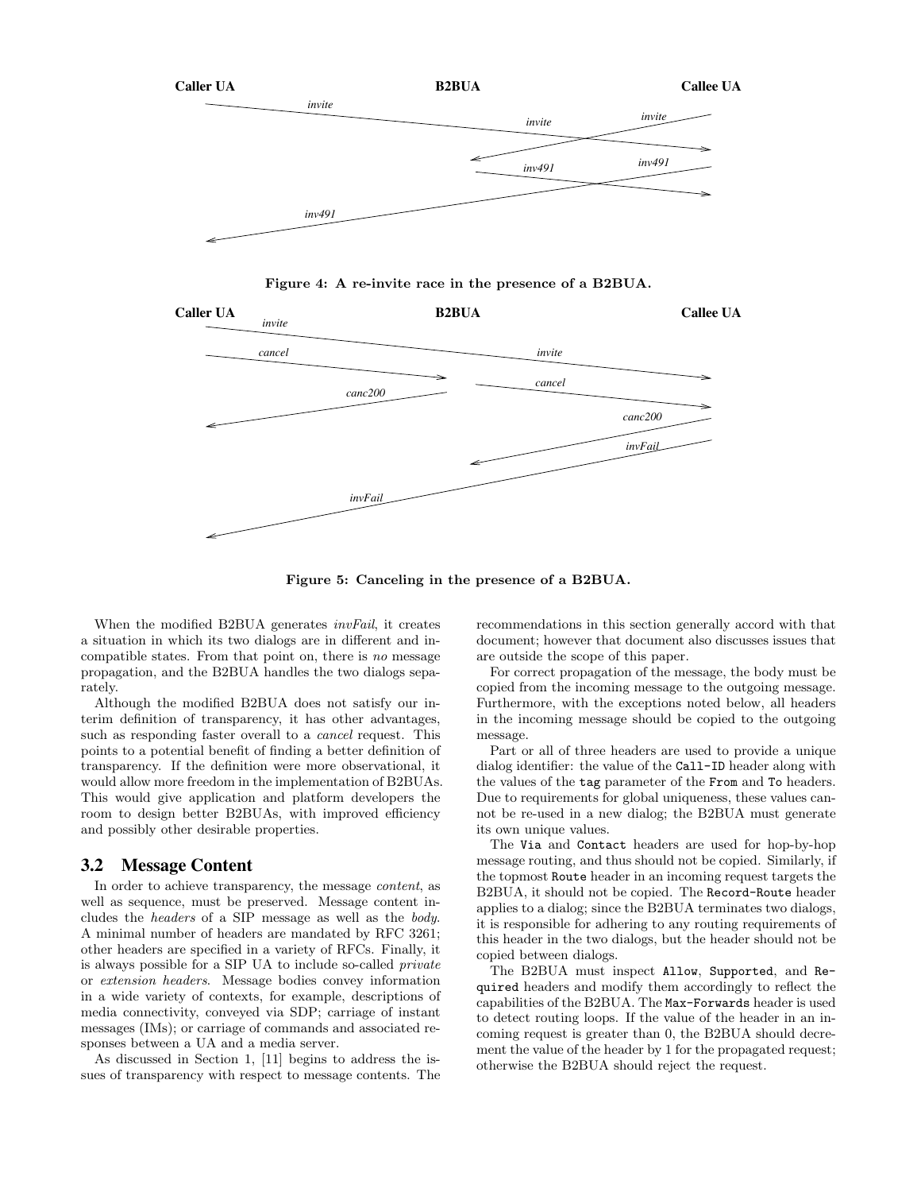Figure 4: A re-invite race in the presence of a B2BUA.

Figure 5: Canceling in the presence of a B2BUA.

When the modified B2BUA generates *invFail*, it creates a situation in which its two dialogs are in different and incompatible states. From that point on, there is *no* message propagation, and the B2BUA handles the two dialogs separately.

Although the modified B2BUA does not satisfy our interim definition of transparency, it has other advantages, such as responding faster overall to a *cancel* request. This points to a potential benefit of finding a better definition of transparency. If the definition were more observational, it would allow more freedom in the implementation of B2BUAs. This would give application and platform developers the room to design better B2BUAs, with improved efficiency and possibly other desirable properties.

## 3.2 Message Content

In order to achieve transparency, the message *content*, as well as sequence, must be preserved. Message content includes the *headers* of a SIP message as well as the *body*. A minimal number of headers are mandated by RFC 3261; other headers are specified in a variety of RFCs. Finally, it is always possible for a SIP UA to include so-called *private* or *extension headers*. Message bodies convey information in a wide variety of contexts, for example, descriptions of media connectivity, conveyed via SDP; carriage of instant messages (IMs); or carriage of commands and associated responses between a UA and a media server.

As discussed in Section 1, [11] begins to address the issues of transparency with respect to message contents. The recommendations in this section generally accord with that document; however that document also discusses issues that are outside the scope of this paper.

For correct propagation of the message, the body must be copied from the incoming message to the outgoing message. Furthermore, with the exceptions noted below, all headers in the incoming message should be copied to the outgoing message.

Part or all of three headers are used to provide a unique dialog identifier: the value of the `Call-ID` header along with the values of the `tag` parameter of the `From` and `To` headers. Due to requirements for global uniqueness, these values cannot be re-used in a new dialog; the B2BUA must generate its own unique values.

The `Via` and `Contact` headers are used for hop-by-hop message routing, and thus should not be copied. Similarly, if the topmost `Route` header in an incoming request targets the B2BUA, it should not be copied. The `Record-Route` header applies to a dialog; since the B2BUA terminates two dialogs, it is responsible for adhering to any routing requirements of this header in the two dialogs, but the header should not be copied between dialogs.

The B2BUA must inspect `Allow`, `Supported`, and `Required` headers and modify them accordingly to reflect the capabilities of the B2BUA. The `Max-Forwards` header is used to detect routing loops. If the value of the header in an incoming request is greater than 0, the B2BUA should decrement the value of the header by 1 for the propagated request; otherwise the B2BUA should reject the request.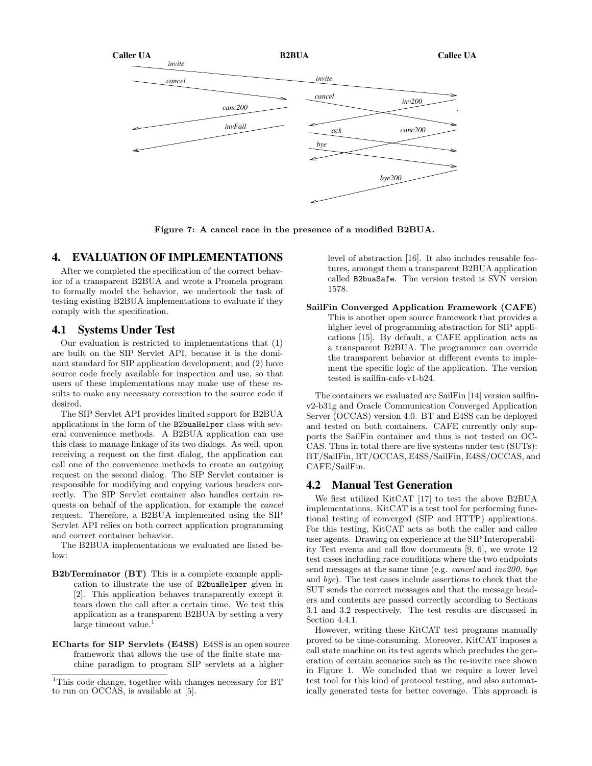Figure 7: A cancel race in the presence of a modified B2BUA.

## 4. EVALUATION OF IMPLEMENTATIONS

After we completed the specification of the correct behavior of a transparent B2BUA and wrote a Promela program to formally model the behavior, we undertook the task of testing existing B2BUA implementations to evaluate if they comply with the specification.

### 4.1 Systems Under Test

Our evaluation is restricted to implementations that (1) are built on the SIP Servlet API, because it is the dominant standard for SIP application development; and (2) have source code freely available for inspection and use, so that users of these implementations may make use of these results to make any necessary correction to the source code if desired.

The SIP Servlet API provides limited support for B2BUA applications in the form of the `B2buaHelper` class with several convenience methods. A B2BUA application can use this class to manage linkage of its two dialogs. As well, upon receiving a request on the first dialog, the application can call one of the convenience methods to create an outgoing request on the second dialog. The SIP Servlet container is responsible for modifying and copying various headers correctly. The SIP Servlet container also handles certain requests on behalf of the application, for example the *cancel* request. Therefore, a B2BUA implemented using the SIP Servlet API relies on both correct application programming and correct container behavior.

The B2BUA implementations we evaluated are listed below:

**B2bTerminator (BT)** This is a complete example application to illustrate the use of `B2buaHelper` given in [2]. This application behaves transparently except it tears down the call after a certain time. We test this application as a transparent B2BUA by setting a very large timeout value.[1]

**ECharts for SIP Servlets (E4SS)** E4SS is an open source framework that allows the use of the finite state machine paradigm to program SIP servlets at a higher level of abstraction [16]. It also includes reusable features, amongst them a transparent B2BUA application called `B2buaSafe`. The version tested is SVN version 1578.

**SailFin Converged Application Framework (CAFE)** This is another open source framework that provides a higher level of programming abstraction for SIP applications [15]. By default, a CAFE application acts as a transparent B2BUA. The programmer can override the transparent behavior at different events to implement the specific logic of the application. The version tested is sailfin-cafe-v1-b24.

The containers we evaluated are SailFin [14] version sailfin-v2-b31g and Oracle Communication Converged Application Server (OCCAS) version 4.0. BT and E4SS can be deployed and tested on both containers. CAFE currently only supports the SailFin container and thus is not tested on OCCAS. Thus in total there are five systems under test (SUTs): BT/SailFin, BT/OCCAS, E4SS/SailFin, E4SS/OCCAS, and CAFE/SailFin.

### 4.2 Manual Test Generation

We first utilized KitCAT [17] to test the above B2BUA implementations. KitCAT is a test tool for performing functional testing of converged (SIP and HTTP) applications. For this testing, KitCAT acts as both the caller and callee user agents. Drawing on experience at the SIP Interoperability Test events and call flow documents [9, 6], we wrote 12 test cases including race conditions where the two endpoints send messages at the same time (e.g. *cancel* and *inv200*, *bye* and *bye*). The test cases include assertions to check that the SUT sends the correct messages and that the message headers and contents are passed correctly according to Sections 3.1 and 3.2 respectively. The test results are discussed in Section 4.4.1.

However, writing these KitCAT test programs manually proved to be time-consuming. Moreover, KitCAT imposes a call state machine on its test agents which precludes the generation of certain scenarios such as the re-invite race shown in Figure 1. We concluded that we require a lower level test tool for this kind of protocol testing, and also automatically generated tests for better coverage. This approach is

[1] This code change, together with changes necessary for BT to run on OCCAS, is available at [5].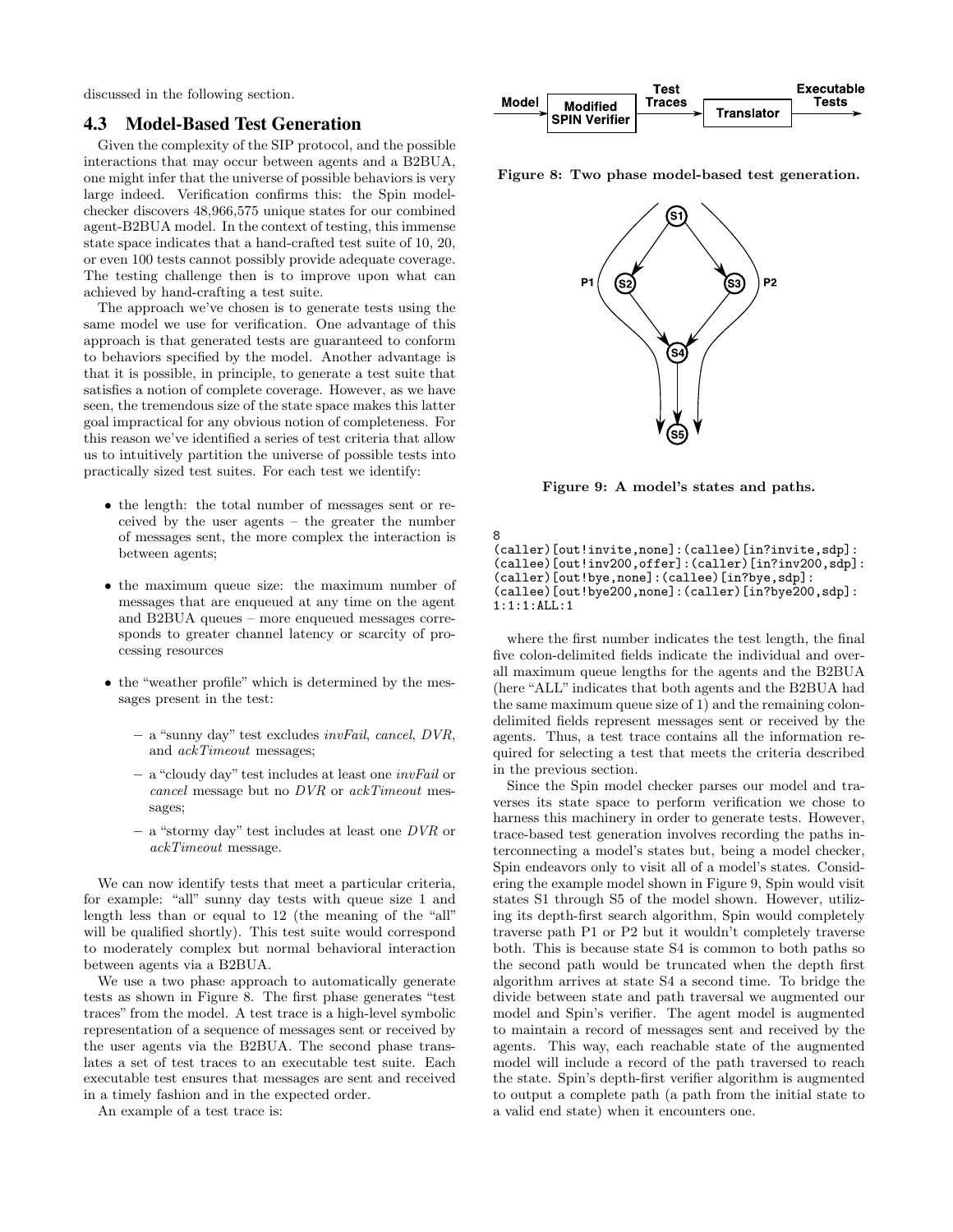discussed in the following section.

### 4.3 Model-Based Test Generation

Given the complexity of the SIP protocol, and the possible interactions that may occur between agents and a B2BUA, one might infer that the universe of possible behaviors is very large indeed. Verification confirms this: the Spin model-checker discovers 48,966,575 unique states for our combined agent-B2BUA model. In the context of testing, this immense state space indicates that a hand-crafted test suite of 10, 20, or even 100 tests cannot possibly provide adequate coverage. The testing challenge then is to improve upon what can achieved by hand-crafting a test suite.

The approach we've chosen is to generate tests using the same model we use for verification. One advantage of this approach is that generated tests are guaranteed to conform to behaviors specified by the model. Another advantage is that it is possible, in principle, to generate a test suite that satisfies a notion of complete coverage. However, as we have seen, the tremendous size of the state space makes this latter goal impractical for any obvious notion of completeness. For this reason we've identified a series of test criteria that allow us to intuitively partition the universe of possible tests into practically sized test suites. For each test we identify:

- the length: the total number of messages sent or received by the user agents – the greater the number of messages sent, the more complex the interaction is between agents;
- the maximum queue size: the maximum number of messages that are enqueued at any time on the agent and B2BUA queues – more enqueued messages corresponds to greater channel latency or scarcity of processing resources
- the "weather profile" which is determined by the messages present in the test:
  - a "sunny day" test excludes *invFail*, *cancel*, *DVR*, and *ackTimeout* messages;
  - a "cloudy day" test includes at least one *invFail* or *cancel* message but no *DVR* or *ackTimeout* messages;
  - a "stormy day" test includes at least one *DVR* or *ackTimeout* message.

We can now identify tests that meet a particular criteria, for example: "all" sunny day tests with queue size 1 and length less than or equal to 12 (the meaning of the "all" will be qualified shortly). This test suite would correspond to moderately complex but normal behavioral interaction between agents via a B2BUA.

We use a two phase approach to automatically generate tests as shown in Figure 8. The first phase generates "test traces" from the model. A test trace is a high-level symbolic representation of a sequence of messages sent or received by the user agents via the B2BUA. The second phase translates a set of test traces to an executable test suite. Each executable test ensures that messages are sent and received in a timely fashion and in the expected order.

An example of a test trace is:

**Figure 8: Two phase model-based test generation.**

**Figure 9: A model's states and paths.**

```
8
(caller)[out!invite,none]:(callee)[in?invite,sdp]:
(callee)[out!inv200,offer]:(caller)[in?inv200,sdp]:
(caller)[out!bye,none]:(callee)[in?bye,sdp]:
(callee)[out!bye200,none]:(caller)[in?bye200,sdp]:
1:1:1:ALL:1
```

where the first number indicates the test length, the final five colon-delimited fields indicate the individual and overall maximum queue lengths for the agents and the B2BUA (here "ALL" indicates that both agents and the B2BUA had the same maximum queue size of 1) and the remaining colon-delimited fields represent messages sent or received by the agents. Thus, a test trace contains all the information required for selecting a test that meets the criteria described in the previous section.

Since the Spin model checker parses our model and traverses its state space to perform verification we chose to harness this machinery in order to generate tests. However, trace-based test generation involves recording the paths interconnecting a model's states but, being a model checker, Spin endeavors only to visit all of a model's states. Considering the example model shown in Figure 9, Spin would visit states S1 through S5 of the model shown. However, utilizing its depth-first search algorithm, Spin would completely traverse path P1 or P2 but it wouldn't completely traverse both. This is because state S4 is common to both paths so the second path would be truncated when the depth first algorithm arrives at state S4 a second time. To bridge the divide between state and path traversal we augmented our model and Spin's verifier. The agent model is augmented to maintain a record of messages sent and received by the agents. This way, each reachable state of the augmented model will include a record of the path traversed to reach the state. Spin's depth-first verifier algorithm is augmented to output a complete path (a path from the initial state to a valid end state) when it encounters one.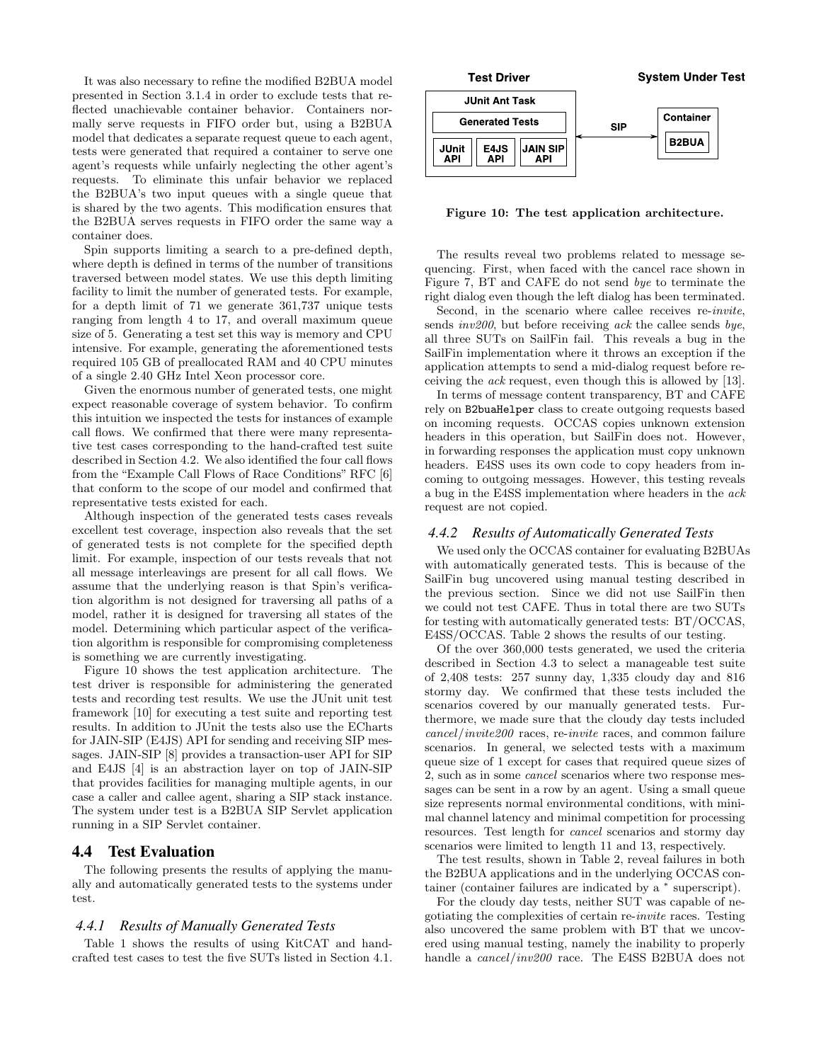It was also necessary to refine the modified B2BUA model presented in Section 3.1.4 in order to exclude tests that reflected unachievable container behavior. Containers normally serve requests in FIFO order but, using a B2BUA model that dedicates a separate request queue to each agent, tests were generated that required a container to serve one agent's requests while unfairly neglecting the other agent's requests. To eliminate this unfair behavior we replaced the B2BUA's two input queues with a single queue that is shared by the two agents. This modification ensures that the B2BUA serves requests in FIFO order the same way a container does.

Spin supports limiting a search to a pre-defined depth, where depth is defined in terms of the number of transitions traversed between model states. We use this depth limiting facility to limit the number of generated tests. For example, for a depth limit of 71 we generate 361,737 unique tests ranging from length 4 to 17, and overall maximum queue size of 5. Generating a test set this way is memory and CPU intensive. For example, generating the aforementioned tests required 105 GB of preallocated RAM and 40 CPU minutes of a single 2.40 GHz Intel Xeon processor core.

Given the enormous number of generated tests, one might expect reasonable coverage of system behavior. To confirm this intuition we inspected the tests for instances of example call flows. We confirmed that there were many representative test cases corresponding to the hand-crafted test suite described in Section 4.2. We also identified the four call flows from the "Example Call Flows of Race Conditions" RFC [6] that conform to the scope of our model and confirmed that representative tests existed for each.

Although inspection of the generated tests cases reveals excellent test coverage, inspection also reveals that the set of generated tests is not complete for the specified depth limit. For example, inspection of our tests reveals that not all message interleavings are present for all call flows. We assume that the underlying reason is that Spin's verification algorithm is not designed for traversing all paths of a model, rather it is designed for traversing all states of the model. Determining which particular aspect of the verification algorithm is responsible for compromising completeness is something we are currently investigating.

Figure 10 shows the test application architecture. The test driver is responsible for administering the generated tests and recording test results. We use the JUnit unit test framework [10] for executing a test suite and reporting test results. In addition to JUnit the tests also use the ECharts for JAIN-SIP (E4JS) API for sending and receiving SIP messages. JAIN-SIP [8] provides a transaction-user API for SIP and E4JS [4] is an abstraction layer on top of JAIN-SIP that provides facilities for managing multiple agents, in our case a caller and callee agent, sharing a SIP stack instance. The system under test is a B2BUA SIP Servlet application running in a SIP Servlet container.

## 4.4 Test Evaluation

The following presents the results of applying the manually and automatically generated tests to the systems under test.

### 4.4.1 Results of Manually Generated Tests

Table 1 shows the results of using KitCAT and handcrafted test cases to test the five SUTs listed in Section 4.1.

**Test Driver** | **System Under Test**

JUnit Ant Task — Generated Tests — JUnit API, E4JS API, JAIN SIP API ⟷ SIP ⟷ Container — B2BUA

**Figure 10: The test application architecture.**

The results reveal two problems related to message sequencing. First, when faced with the cancel race shown in Figure 7, BT and CAFE do not send *bye* to terminate the right dialog even though the left dialog has been terminated.

Second, in the scenario where callee receives re-*invite*, sends *inv200*, but before receiving *ack* the callee sends *bye*, all three SUTs on SailFin fail. This reveals a bug in the SailFin implementation where it throws an exception if the application attempts to send a mid-dialog request before receiving the *ack* request, even though this is allowed by [13].

In terms of message content transparency, BT and CAFE rely on `B2buaHelper` class to create outgoing requests based on incoming requests. OCCAS copies unknown extension headers in this operation, but SailFin does not. However, in forwarding responses the application must copy unknown headers. E4SS uses its own code to copy headers from incoming to outgoing messages. However, this testing reveals a bug in the E4SS implementation where headers in the *ack* request are not copied.

### 4.4.2 Results of Automatically Generated Tests

We used only the OCCAS container for evaluating B2BUAs with automatically generated tests. This is because of the SailFin bug uncovered using manual testing described in the previous section. Since we did not use SailFin then we could not test CAFE. Thus in total there are two SUTs for testing with automatically generated tests: BT/OCCAS, E4SS/OCCAS. Table 2 shows the results of our testing.

Of the over 360,000 tests generated, we used the criteria described in Section 4.3 to select a manageable test suite of 2,408 tests: 257 sunny day, 1,335 cloudy day and 816 stormy day. We confirmed that these tests included the scenarios covered by our manually generated tests. Furthermore, we made sure that the cloudy day tests included *cancel*/*invite200* races, re-*invite* races, and common failure scenarios. In general, we selected tests with a maximum queue size of 1 except for cases that required queue sizes of 2, such as in some *cancel* scenarios where two response messages can be sent in a row by an agent. Using a small queue size represents normal environmental conditions, with minimal channel latency and minimal competition for processing resources. Test length for *cancel* scenarios and stormy day scenarios were limited to length 11 and 13, respectively.

The test results, shown in Table 2, reveal failures in both the B2BUA applications and in the underlying OCCAS container (container failures are indicated by a $^*$ superscript).

For the cloudy day tests, neither SUT was capable of negotiating the complexities of certain re-*invite* races. Testing also uncovered the same problem with BT that we uncovered using manual testing, namely the inability to properly handle a *cancel*/*inv200* race. The E4SS B2BUA does not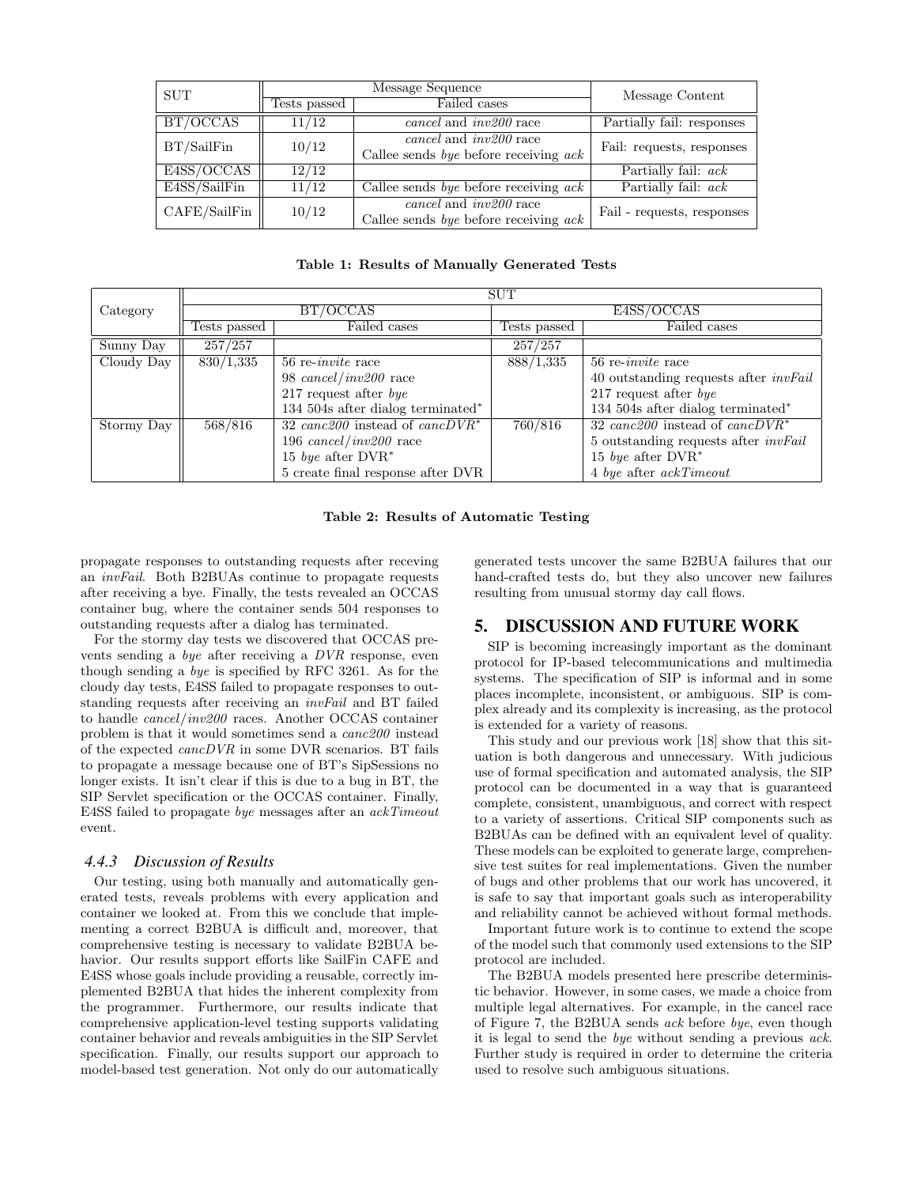| SUT | Message Sequence | | Message Content |
|---|---|---|---|
| | Tests passed | Failed cases | |
| BT/OCCAS | 11/12 | *cancel* and *inv200* race | Partially fail: responses |
| BT/SailFin | 10/12 | *cancel* and *inv200* race<br>Callee sends *bye* before receiving *ack* | Fail: requests, responses |
| E4SS/OCCAS | 12/12 | | Partially fail: *ack* |
| E4SS/SailFin | 11/12 | Callee sends *bye* before receiving *ack* | Partially fail: *ack* |
| CAFE/SailFin | 10/12 | *cancel* and *inv200* race<br>Callee sends *bye* before receiving *ack* | Fail - requests, responses |

**Table 1: Results of Manually Generated Tests**

| Category | SUT | | | |
|---|---|---|---|---|
| | BT/OCCAS | | E4SS/OCCAS | |
| | Tests passed | Failed cases | Tests passed | Failed cases |
| Sunny Day | 257/257 | | 257/257 | |
| Cloudy Day | 830/1,335 | 56 re-*invite* race<br>98 *cancel*/*inv200* race<br>217 request after *bye*<br>134 504s after dialog terminated* | 888/1,335 | 56 re-*invite* race<br>40 outstanding requests after *invFail*<br>217 request after *bye*<br>134 504s after dialog terminated* |
| Stormy Day | 568/816 | 32 *canc200* instead of *cancDVR**<br>196 *cancel*/*inv200* race<br>15 *bye* after DVR*<br>5 create final response after DVR | 760/816 | 32 *canc200* instead of *cancDVR**<br>5 outstanding requests after *invFail*<br>15 *bye* after DVR*<br>4 *bye* after *ackTimeout* |

**Table 2: Results of Automatic Testing**

propagate responses to outstanding requests after receving an *invFail*. Both B2BUAs continue to propagate requests after receiving a bye. Finally, the tests revealed an OCCAS container bug, where the container sends 504 responses to outstanding requests after a dialog has terminated.

For the stormy day tests we discovered that OCCAS prevents sending a *bye* after receiving a *DVR* response, even though sending a *bye* is specified by RFC 3261. As for the cloudy day tests, E4SS failed to propagate responses to outstanding requests after receiving an *invFail* and BT failed to handle *cancel*/*inv200* races. Another OCCAS container problem is that it would sometimes send a *canc200* instead of the expected *cancDVR* in some DVR scenarios. BT fails to propagate a message because one of BT's SipSessions no longer exists. It isn't clear if this is due to a bug in BT, the SIP Servlet specification or the OCCAS container. Finally, E4SS failed to propagate *bye* messages after an *ackTimeout* event.

### 4.4.3 Discussion of Results

Our testing, using both manually and automatically generated tests, reveals problems with every application and container we looked at. From this we conclude that implementing a correct B2BUA is difficult and, moreover, that comprehensive testing is necessary to validate B2BUA behavior. Our results support efforts like SailFin CAFE and E4SS whose goals include providing a reusable, correctly implemented B2BUA that hides the inherent complexity from the programmer. Furthermore, our results indicate that comprehensive application-level testing supports validating container behavior and reveals ambiguities in the SIP Servlet specification. Finally, our results support our approach to model-based test generation. Not only do our automatically generated tests uncover the same B2BUA failures that our hand-crafted tests do, but they also uncover new failures resulting from unusual stormy day call flows.

## 5. DISCUSSION AND FUTURE WORK

SIP is becoming increasingly important as the dominant protocol for IP-based telecommunications and multimedia systems. The specification of SIP is informal and in some places incomplete, inconsistent, or ambiguous. SIP is complex already and its complexity is increasing, as the protocol is extended for a variety of reasons.

This study and our previous work [18] show that this situation is both dangerous and unnecessary. With judicious use of formal specification and automated analysis, the SIP protocol can be documented in a way that is guaranteed complete, consistent, unambiguous, and correct with respect to a variety of assertions. Critical SIP components such as B2BUAs can be defined with an equivalent level of quality. These models can be exploited to generate large, comprehensive test suites for real implementations. Given the number of bugs and other problems that our work has uncovered, it is safe to say that important goals such as interoperability and reliability cannot be achieved without formal methods.

Important future work is to continue to extend the scope of the model such that commonly used extensions to the SIP protocol are included.

The B2BUA models presented here prescribe deterministic behavior. However, in some cases, we made a choice from multiple legal alternatives. For example, in the cancel race of Figure 7, the B2BUA sends *ack* before *bye*, even though it is legal to send the *bye* without sending a previous *ack*. Further study is required in order to determine the criteria used to resolve such ambiguous situations.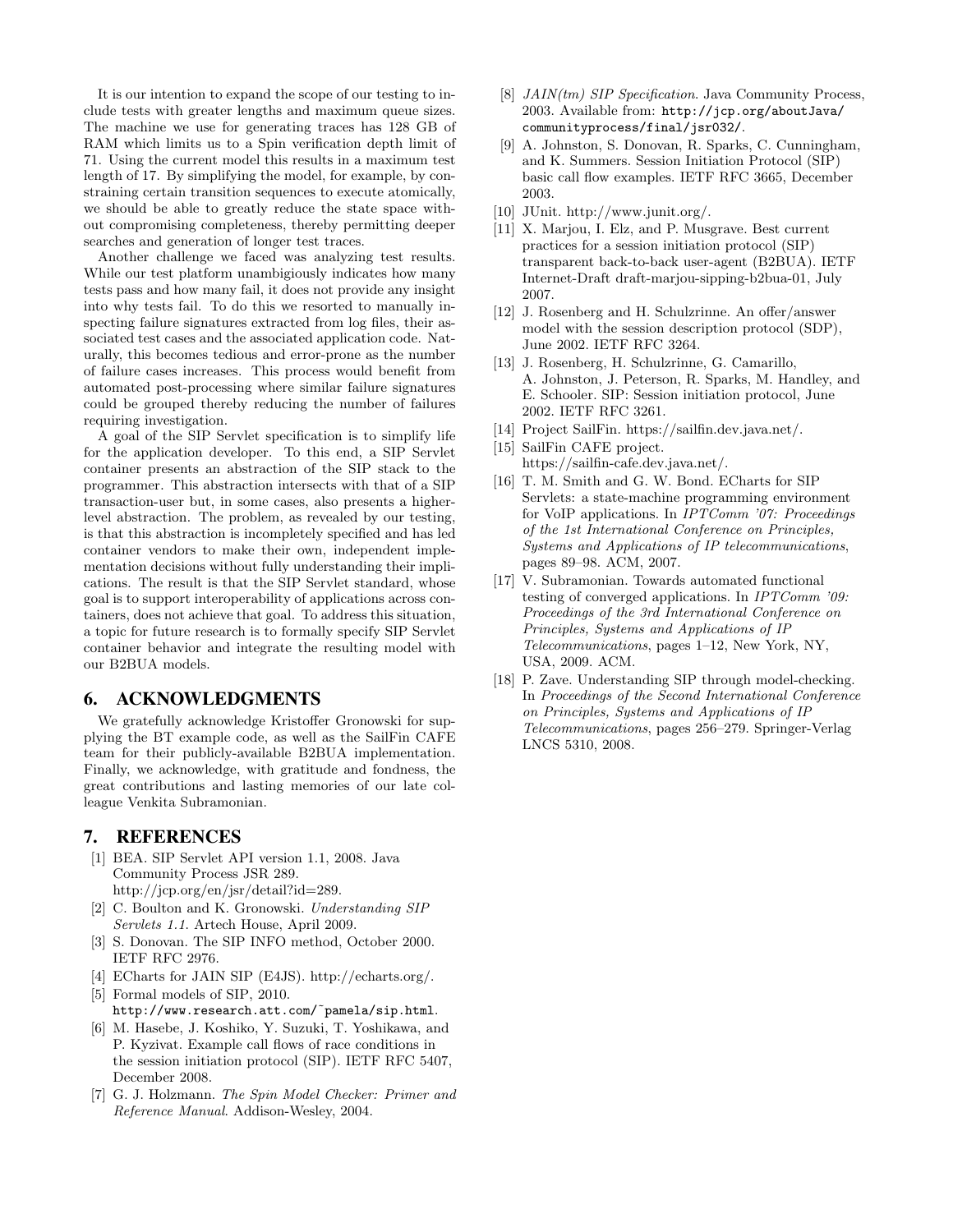It is our intention to expand the scope of our testing to include tests with greater lengths and maximum queue sizes. The machine we use for generating traces has 128 GB of RAM which limits us to a Spin verification depth limit of 71. Using the current model this results in a maximum test length of 17. By simplifying the model, for example, by constraining certain transition sequences to execute atomically, we should be able to greatly reduce the state space without compromising completeness, thereby permitting deeper searches and generation of longer test traces.

Another challenge we faced was analyzing test results. While our test platform unambigiously indicates how many tests pass and how many fail, it does not provide any insight into why tests fail. To do this we resorted to manually inspecting failure signatures extracted from log files, their associated test cases and the associated application code. Naturally, this becomes tedious and error-prone as the number of failure cases increases. This process would benefit from automated post-processing where similar failure signatures could be grouped thereby reducing the number of failures requiring investigation.

A goal of the SIP Servlet specification is to simplify life for the application developer. To this end, a SIP Servlet container presents an abstraction of the SIP stack to the programmer. This abstraction intersects with that of a SIP transaction-user but, in some cases, also presents a higher-level abstraction. The problem, as revealed by our testing, is that this abstraction is incompletely specified and has led container vendors to make their own, independent implementation decisions without fully understanding their implications. The result is that the SIP Servlet standard, whose goal is to support interoperability of applications across containers, does not achieve that goal. To address this situation, a topic for future research is to formally specify SIP Servlet container behavior and integrate the resulting model with our B2BUA models.

## 6. ACKNOWLEDGMENTS

We gratefully acknowledge Kristoffer Gronowski for supplying the BT example code, as well as the SailFin CAFE team for their publicly-available B2BUA implementation. Finally, we acknowledge, with gratitude and fondness, the great contributions and lasting memories of our late colleague Venkita Subramonian.

## 7. REFERENCES

[1] BEA. SIP Servlet API version 1.1, 2008. Java Community Process JSR 289. http://jcp.org/en/jsr/detail?id=289.

[2] C. Boulton and K. Gronowski. *Understanding SIP Servlets 1.1*. Artech House, April 2009.

[3] S. Donovan. The SIP INFO method, October 2000. IETF RFC 2976.

[4] ECharts for JAIN SIP (E4JS). http://echarts.org/.

[5] Formal models of SIP, 2010. `http://www.research.att.com/~pamela/sip.html`.

[6] M. Hasebe, J. Koshiko, Y. Suzuki, T. Yoshikawa, and P. Kyzivat. Example call flows of race conditions in the session initiation protocol (SIP). IETF RFC 5407, December 2008.

[7] G. J. Holzmann. *The Spin Model Checker: Primer and Reference Manual*. Addison-Wesley, 2004.

[8] *JAIN(tm) SIP Specification*. Java Community Process, 2003. Available from: `http://jcp.org/aboutJava/communityprocess/final/jsr032/`.

[9] A. Johnston, S. Donovan, R. Sparks, C. Cunningham, and K. Summers. Session Initiation Protocol (SIP) basic call flow examples. IETF RFC 3665, December 2003.

[10] JUnit. http://www.junit.org/.

[11] X. Marjou, I. Elz, and P. Musgrave. Best current practices for a session initiation protocol (SIP) transparent back-to-back user-agent (B2BUA). IETF Internet-Draft draft-marjou-sipping-b2bua-01, July 2007.

[12] J. Rosenberg and H. Schulzrinne. An offer/answer model with the session description protocol (SDP), June 2002. IETF RFC 3264.

[13] J. Rosenberg, H. Schulzrinne, G. Camarillo, A. Johnston, J. Peterson, R. Sparks, M. Handley, and E. Schooler. SIP: Session initiation protocol, June 2002. IETF RFC 3261.

[14] Project SailFin. https://sailfin.dev.java.net/.

[15] SailFin CAFE project. https://sailfin-cafe.dev.java.net/.

[16] T. M. Smith and G. W. Bond. ECharts for SIP Servlets: a state-machine programming environment for VoIP applications. In *IPTComm '07: Proceedings of the 1st International Conference on Principles, Systems and Applications of IP telecommunications*, pages 89–98. ACM, 2007.

[17] V. Subramonian. Towards automated functional testing of converged applications. In *IPTComm '09: Proceedings of the 3rd International Conference on Principles, Systems and Applications of IP Telecommunications*, pages 1–12, New York, NY, USA, 2009. ACM.

[18] P. Zave. Understanding SIP through model-checking. In *Proceedings of the Second International Conference on Principles, Systems and Applications of IP Telecommunications*, pages 256–279. Springer-Verlag LNCS 5310, 2008.